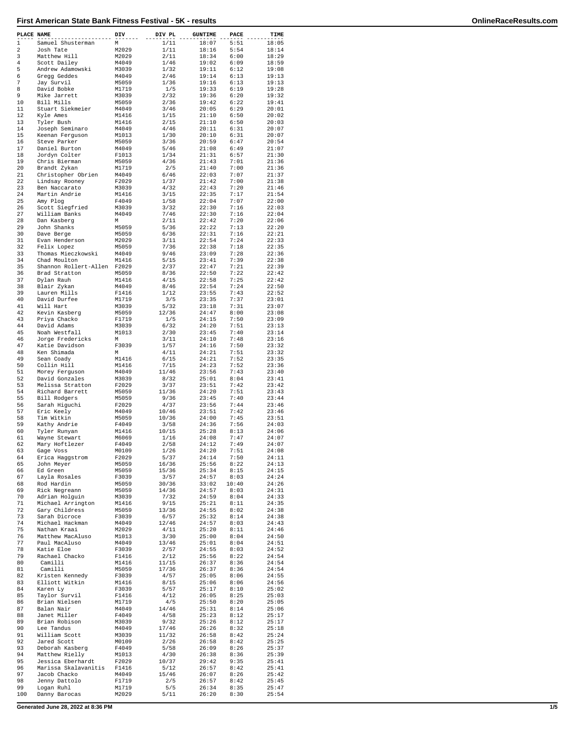# First American State Bank Fitness Festival - 5K - results

| PLACE | NAME | DIV | DIV PL | GUNTIME | PACE | TIME |
|---|---|---|---|---|---|---|
| 1 | Samuel Shusterman | M | 1/11 | 18:07 | 5:51 | 18:05 |
| 2 | Josh Tate | M2029 | 1/11 | 18:16 | 5:54 | 18:14 |
| 3 | Matthew Hill | M2029 | 2/11 | 18:34 | 6:00 | 18:29 |
| 4 | Scott Dailey | M4049 | 1/46 | 19:02 | 6:09 | 18:59 |
| 5 | Andrew Adamowski | M3039 | 1/32 | 19:11 | 6:12 | 19:08 |
| 6 | Gregg Geddes | M4049 | 2/46 | 19:14 | 6:13 | 19:13 |
| 7 | Jay Survil | M5059 | 1/36 | 19:16 | 6:13 | 19:13 |
| 8 | David Bobke | M1719 | 1/5 | 19:33 | 6:19 | 19:28 |
| 9 | Mike Jarrett | M3039 | 2/32 | 19:36 | 6:20 | 19:32 |
| 10 | Bill Mills | M5059 | 2/36 | 19:42 | 6:22 | 19:41 |
| 11 | Stuart Siekmeier | M4049 | 3/46 | 20:05 | 6:29 | 20:01 |
| 12 | Kyle Ames | M1416 | 1/15 | 21:10 | 6:50 | 20:02 |
| 13 | Tyler Bush | M1416 | 2/15 | 21:10 | 6:50 | 20:03 |
| 14 | Joseph Seminaro | M4049 | 4/46 | 20:11 | 6:31 | 20:07 |
| 15 | Keenan Ferguson | M1013 | 1/30 | 20:10 | 6:31 | 20:07 |
| 16 | Steve Parker | M5059 | 3/36 | 20:59 | 6:47 | 20:54 |
| 17 | Daniel Burton | M4049 | 5/46 | 21:08 | 6:49 | 21:07 |
| 18 | Jordyn Colter | F1013 | 1/34 | 21:31 | 6:57 | 21:30 |
| 19 | Chris Bierman | M5059 | 4/36 | 21:43 | 7:01 | 21:36 |
| 20 | Brandt Zykan | M1719 | 2/5 | 21:40 | 7:00 | 21:36 |
| 21 | Christopher Obrien | M4049 | 6/46 | 22:03 | 7:07 | 21:37 |
| 22 | Lindsay Rooney | F2029 | 1/37 | 21:42 | 7:00 | 21:38 |
| 23 | Ben Naccarato | M3039 | 4/32 | 22:43 | 7:20 | 21:46 |
| 24 | Martin Andrie | M1416 | 3/15 | 22:35 | 7:17 | 21:54 |
| 25 | Amy Plog | F4049 | 1/58 | 22:04 | 7:07 | 22:00 |
| 26 | Scott Siegfried | M3039 | 3/32 | 22:30 | 7:16 | 22:03 |
| 27 | William Banks | M4049 | 7/46 | 22:30 | 7:16 | 22:04 |
| 28 | Dan Kasberg | M | 2/11 | 22:42 | 7:20 | 22:06 |
| 29 | John Shanks | M5059 | 5/36 | 22:22 | 7:13 | 22:20 |
| 30 | Dave Berge | M5059 | 6/36 | 22:31 | 7:16 | 22:21 |
| 31 | Evan Henderson | M2029 | 3/11 | 22:54 | 7:24 | 22:33 |
| 32 | Felix Lopez | M5059 | 7/36 | 22:38 | 7:18 | 22:35 |
| 33 | Thomas Mieczkowski | M4049 | 9/46 | 23:09 | 7:28 | 22:36 |
| 34 | Chad Moulton | M1416 | 5/15 | 23:41 | 7:39 | 22:38 |
| 35 | Shannon Rollert-Allen | F2029 | 2/37 | 22:47 | 7:21 | 22:39 |
| 36 | Brad Stratton | M5059 | 8/36 | 22:50 | 7:22 | 22:42 |
| 37 | Dylan Rauh | M1416 | 4/15 | 22:58 | 7:25 | 22:42 |
| 38 | Blair Zykan | M4049 | 8/46 | 22:54 | 7:24 | 22:50 |
| 39 | Lauren Mills | F1416 | 1/12 | 23:55 | 7:43 | 22:52 |
| 40 | David Durfee | M1719 | 3/5 | 23:35 | 7:37 | 23:01 |
| 41 | Will Hart | M3039 | 5/32 | 23:18 | 7:31 | 23:07 |
| 42 | Kevin Kasberg | M5059 | 12/36 | 24:47 | 8:00 | 23:08 |
| 43 | Priya Chacko | F1719 | 1/5 | 24:15 | 7:50 | 23:09 |
| 44 | David Adams | M3039 | 6/32 | 24:20 | 7:51 | 23:13 |
| 45 | Noah Westfall | M1013 | 2/30 | 23:45 | 7:40 | 23:14 |
| 46 | Jorge Fredericks | M | 3/11 | 24:10 | 7:48 | 23:16 |
| 47 | Katie Davidson | F3039 | 1/57 | 24:16 | 7:50 | 23:32 |
| 48 | Ken Shimada | M | 4/11 | 24:21 | 7:51 | 23:32 |
| 49 | Sean Coady | M1416 | 6/15 | 24:21 | 7:52 | 23:35 |
| 50 | Collin Hill | M1416 | 7/15 | 24:23 | 7:52 | 23:36 |
| 51 | Morey Ferguson | M4049 | 11/46 | 23:56 | 7:43 | 23:40 |
| 52 | David Gonzales | M3039 | 8/32 | 25:01 | 8:04 | 23:41 |
| 53 | Melissa Stratton | F2029 | 3/37 | 23:51 | 7:42 | 23:42 |
| 54 | Richard Barrett | M5059 | 11/36 | 24:20 | 7:51 | 23:43 |
| 55 | Bill Rodgers | M5059 | 9/36 | 23:45 | 7:40 | 23:44 |
| 56 | Sarah Higuchi | F2029 | 4/37 | 23:56 | 7:44 | 23:46 |
| 57 | Eric Keely | M4049 | 10/46 | 23:51 | 7:42 | 23:46 |
| 58 | Tim Witkin | M5059 | 10/36 | 24:00 | 7:45 | 23:51 |
| 59 | Kathy Andrie | F4049 | 3/58 | 24:36 | 7:56 | 24:03 |
| 60 | Tyler Runyan | M1416 | 10/15 | 25:28 | 8:13 | 24:06 |
| 61 | Wayne Stewart | M6069 | 1/16 | 24:08 | 7:47 | 24:07 |
| 62 | Mary Hoftlezer | F4049 | 2/58 | 24:12 | 7:49 | 24:07 |
| 63 | Gage Voss | M0109 | 1/26 | 24:20 | 7:51 | 24:08 |
| 64 | Erica Haggstrom | F2029 | 5/37 | 24:14 | 7:50 | 24:11 |
| 65 | John Meyer | M5059 | 16/36 | 25:56 | 8:22 | 24:13 |
| 66 | Ed Green | M5059 | 15/36 | 25:34 | 8:15 | 24:15 |
| 67 | Layla Rosales | F3039 | 3/57 | 24:57 | 8:03 | 24:24 |
| 68 | Rod Hardin | M5059 | 30/36 | 33:02 | 10:40 | 24:26 |
| 69 | Rick Negreann | M5059 | 14/36 | 24:57 | 8:03 | 24:31 |
| 70 | Adrian Holguin | M3039 | 7/32 | 24:59 | 8:04 | 24:33 |
| 71 | Michael Arrington | M1416 | 9/15 | 25:21 | 8:11 | 24:35 |
| 72 | Gary Childress | M5059 | 13/36 | 24:55 | 8:02 | 24:38 |
| 73 | Sarah Dicroce | F3039 | 6/57 | 25:32 | 8:14 | 24:38 |
| 74 | Michael Hackman | M4049 | 12/46 | 24:57 | 8:03 | 24:43 |
| 75 | Nathan Kraai | M2029 | 4/11 | 25:20 | 8:11 | 24:46 |
| 76 | Matthew MacAluso | M1013 | 3/30 | 25:00 | 8:04 | 24:50 |
| 77 | Paul MacAluso | M4049 | 13/46 | 25:01 | 8:04 | 24:51 |
| 78 | Katie Eloe | F3039 | 2/57 | 24:55 | 8:03 | 24:52 |
| 79 | Rachael Chacko | F1416 | 2/12 | 25:56 | 8:22 | 24:54 |
| 80 | Camilli | M1416 | 11/15 | 26:37 | 8:36 | 24:54 |
| 81 | Camilli | M5059 | 17/36 | 26:37 | 8:36 | 24:54 |
| 82 | Kristen Kennedy | F3039 | 4/57 | 25:05 | 8:06 | 24:55 |
| 83 | Elliott Witkin | M1416 | 8/15 | 25:06 | 8:06 | 24:56 |
| 84 | Karen Ly | F3039 | 5/57 | 25:17 | 8:10 | 25:02 |
| 85 | Taylor Survil | F1416 | 4/12 | 26:05 | 8:25 | 25:03 |
| 86 | Brian Nielsen | M1719 | 4/5 | 25:50 | 8:20 | 25:05 |
| 87 | Balan Nair | M4049 | 14/46 | 25:31 | 8:14 | 25:06 |
| 88 | Janet Miller | F4049 | 4/58 | 25:23 | 8:12 | 25:17 |
| 89 | Brian Robison | M3039 | 9/32 | 25:26 | 8:12 | 25:17 |
| 90 | Lee Tandus | M4049 | 17/46 | 26:26 | 8:32 | 25:18 |
| 91 | William Scott | M3039 | 11/32 | 26:58 | 8:42 | 25:24 |
| 92 | Jared Scott | M0109 | 2/26 | 26:58 | 8:42 | 25:25 |
| 93 | Deborah Kasberg | F4049 | 5/58 | 26:09 | 8:26 | 25:37 |
| 94 | Matthew Rielly | M1013 | 4/30 | 26:38 | 8:36 | 25:39 |
| 95 | Jessica Eberhardt | F2029 | 10/37 | 29:42 | 9:35 | 25:41 |
| 96 | Marissa Skalavanitis | F1416 | 5/12 | 26:57 | 8:42 | 25:41 |
| 97 | Jacob Chacko | M4049 | 15/46 | 26:07 | 8:26 | 25:42 |
| 98 | Jenny Dattolo | F1719 | 2/5 | 26:57 | 8:42 | 25:45 |
| 99 | Logan Ruhl | M1719 | 5/5 | 26:34 | 8:35 | 25:47 |
| 100 | Danny Barocas | M2029 | 5/11 | 26:20 | 8:30 | 25:54 |

Generated June 28, 2022 at 8:36 PM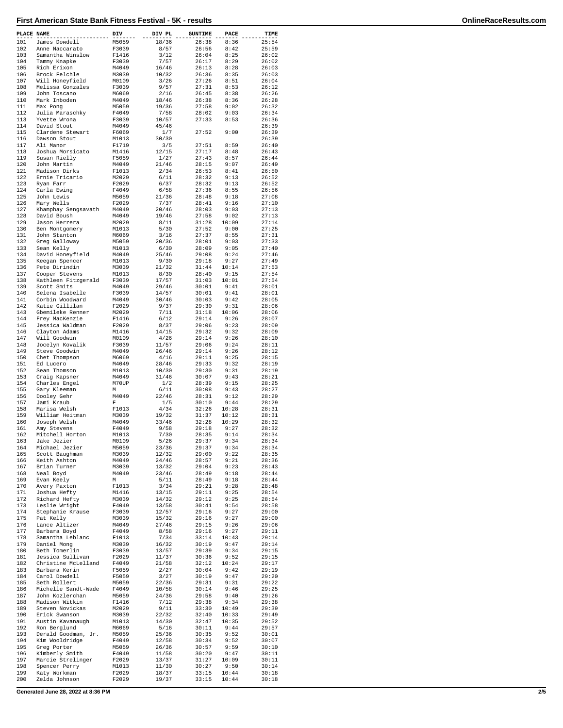## First American State Bank Fitness Festival - 5K - results

| PLACE | NAME | DIV | DIV PL | GUNTIME | PACE | TIME |
|---|---|---|---|---|---|---|
| 101 | James Dowdell | M5059 | 18/36 | 26:38 | 8:36 | 25:54 |
| 102 | Anne Naccarato | F3039 | 8/57 | 26:56 | 8:42 | 25:59 |
| 103 | Samantha Winslow | F1416 | 3/12 | 26:04 | 8:25 | 26:02 |
| 104 | Tammy Knapke | F3039 | 7/57 | 26:17 | 8:29 | 26:02 |
| 105 | Rich Erixon | M4049 | 16/46 | 26:13 | 8:28 | 26:03 |
| 106 | Brock Felchle | M3039 | 10/32 | 26:36 | 8:35 | 26:03 |
| 107 | Will Honeyfield | M0109 | 3/26 | 27:26 | 8:51 | 26:04 |
| 108 | Melissa Gonzales | F3039 | 9/57 | 27:31 | 8:53 | 26:12 |
| 109 | John Toscano | M6069 | 2/16 | 26:45 | 8:38 | 26:26 |
| 110 | Mark Inboden | M4049 | 18/46 | 26:38 | 8:36 | 26:28 |
| 111 | Max Pong | M5059 | 19/36 | 27:58 | 9:02 | 26:32 |
| 112 | Julia Maraschky | F4049 | 7/58 | 28:02 | 9:03 | 26:34 |
| 113 | Yvette Wrona | F3039 | 10/57 | 27:33 | 8:53 | 26:36 |
| 114 | David Stout | M4049 | 45/46 | | | 26:39 |
| 115 | Clardene Stewart | F6069 | 1/7 | 27:52 | 9:00 | 26:39 |
| 116 | Dawson Stout | M1013 | 30/30 | | | 26:39 |
| 117 | Ali Manor | F1719 | 3/5 | 27:51 | 8:59 | 26:40 |
| 118 | Joshua Morsicato | M1416 | 12/15 | 27:17 | 8:48 | 26:43 |
| 119 | Susan Rielly | F5059 | 1/27 | 27:43 | 8:57 | 26:44 |
| 120 | John Martin | M4049 | 21/46 | 28:15 | 9:07 | 26:49 |
| 121 | Madison Dirks | F1013 | 2/34 | 26:53 | 8:41 | 26:50 |
| 122 | Ernie Tricario | M2029 | 6/11 | 28:32 | 9:13 | 26:52 |
| 123 | Ryan Farr | F2029 | 6/37 | 28:32 | 9:13 | 26:52 |
| 124 | Carla Ewing | F4049 | 6/58 | 27:36 | 8:55 | 26:56 |
| 125 | John Lewis | M5059 | 21/36 | 28:48 | 9:18 | 27:08 |
| 126 | Mary Wells | F2029 | 7/37 | 28:41 | 9:16 | 27:10 |
| 127 | Khamphay Sengsavath | M4049 | 20/46 | 28:03 | 9:03 | 27:13 |
| 128 | David Boush | M4049 | 19/46 | 27:58 | 9:02 | 27:13 |
| 129 | Jason Herrera | M2029 | 8/11 | 31:28 | 10:09 | 27:14 |
| 130 | Ben Montgomery | M1013 | 5/30 | 27:52 | 9:00 | 27:25 |
| 131 | John Stanton | M6069 | 3/16 | 27:37 | 8:55 | 27:31 |
| 132 | Greg Galloway | M5059 | 20/36 | 28:01 | 9:03 | 27:33 |
| 133 | Sean Kelly | M1013 | 6/30 | 28:09 | 9:05 | 27:40 |
| 134 | David Honeyfield | M4049 | 25/46 | 29:08 | 9:24 | 27:46 |
| 135 | Keegan Spencer | M1013 | 9/30 | 29:18 | 9:27 | 27:49 |
| 136 | Pete Dirindin | M3039 | 21/32 | 31:44 | 10:14 | 27:53 |
| 137 | Cooper Stevens | M1013 | 8/30 | 28:40 | 9:15 | 27:54 |
| 138 | Kathleen Fitzgerald | F3039 | 17/57 | 31:03 | 10:01 | 27:54 |
| 139 | Scott Smits | M4049 | 29/46 | 30:01 | 9:41 | 28:01 |
| 140 | Selena Isabelle | F3039 | 14/57 | 30:01 | 9:41 | 28:01 |
| 141 | Corbin Woodward | M4049 | 30/46 | 30:03 | 9:42 | 28:05 |
| 142 | Katie Gillilan | F2029 | 9/37 | 29:30 | 9:31 | 28:06 |
| 143 | Gbemileke Renner | M2029 | 7/11 | 31:18 | 10:06 | 28:06 |
| 144 | Frey MacKenzie | F1416 | 6/12 | 29:14 | 9:26 | 28:07 |
| 145 | Jessica Waldman | F2029 | 8/37 | 29:06 | 9:23 | 28:09 |
| 146 | Clayton Adams | M1416 | 14/15 | 29:32 | 9:32 | 28:09 |
| 147 | Will Goodwin | M0109 | 4/26 | 29:14 | 9:26 | 28:10 |
| 148 | Jocelyn Kovalik | F3039 | 11/57 | 29:06 | 9:24 | 28:11 |
| 149 | Steve Goodwin | M4049 | 26/46 | 29:14 | 9:26 | 28:12 |
| 150 | Chet Thompson | M6069 | 4/16 | 29:11 | 9:25 | 28:15 |
| 151 | Ed Lucero | M4049 | 28/46 | 29:33 | 9:32 | 28:19 |
| 152 | Sean Thomson | M1013 | 10/30 | 29:30 | 9:31 | 28:19 |
| 153 | Craig Kapsner | M4049 | 31/46 | 30:07 | 9:43 | 28:21 |
| 154 | Charles Engel | M70UP | 1/2 | 28:39 | 9:15 | 28:25 |
| 155 | Gary Kleeman | M | 6/11 | 30:08 | 9:43 | 28:27 |
| 156 | Dooley Gehr | M4049 | 22/46 | 28:31 | 9:12 | 28:29 |
| 157 | Jami Kraub | F | 1/5 | 30:10 | 9:44 | 28:29 |
| 158 | Marisa Welsh | F1013 | 4/34 | 32:26 | 10:28 | 28:31 |
| 159 | William Heitman | M3039 | 19/32 | 31:37 | 10:12 | 28:31 |
| 160 | Joseph Welsh | M4049 | 33/46 | 32:28 | 10:29 | 28:32 |
| 161 | Amy Stevens | F4049 | 9/58 | 29:18 | 9:27 | 28:32 |
| 162 | Mitchell Horton | M1013 | 7/30 | 28:35 | 9:14 | 28:34 |
| 163 | Jake Jezier | M0109 | 5/26 | 29:37 | 9:34 | 28:34 |
| 164 | Michael Jezier | M5059 | 23/36 | 29:37 | 9:34 | 28:34 |
| 165 | Scott Baughman | M3039 | 12/32 | 29:00 | 9:22 | 28:35 |
| 166 | Keith Ashton | M4049 | 24/46 | 28:57 | 9:21 | 28:36 |
| 167 | Brian Turner | M3039 | 13/32 | 29:04 | 9:23 | 28:43 |
| 168 | Neal Boyd | M4049 | 23/46 | 28:49 | 9:18 | 28:44 |
| 169 | Evan Keely | M | 5/11 | 28:49 | 9:18 | 28:44 |
| 170 | Avery Paxton | F1013 | 3/34 | 29:21 | 9:28 | 28:48 |
| 171 | Joshua Hefty | M1416 | 13/15 | 29:11 | 9:25 | 28:54 |
| 172 | Richard Hefty | M3039 | 14/32 | 29:12 | 9:25 | 28:54 |
| 173 | Leslie Wright | F4049 | 13/58 | 30:41 | 9:54 | 28:58 |
| 174 | Stephanie Krause | F3039 | 12/57 | 29:16 | 9:27 | 29:00 |
| 175 | Pat Kelly | M3039 | 15/32 | 29:16 | 9:27 | 29:00 |
| 176 | Lance Altizer | M4049 | 27/46 | 29:15 | 9:26 | 29:06 |
| 177 | Barbara Boyd | F4049 | 8/58 | 29:16 | 9:27 | 29:11 |
| 178 | Samantha Leblanc | F1013 | 7/34 | 33:14 | 10:43 | 29:14 |
| 179 | Daniel Mong | M3039 | 16/32 | 30:19 | 9:47 | 29:14 |
| 180 | Beth Tomerlin | F3039 | 13/57 | 29:39 | 9:34 | 29:15 |
| 181 | Jessica Sullivan | F2029 | 11/37 | 30:36 | 9:52 | 29:15 |
| 182 | Christine McLelland | F4049 | 21/58 | 32:12 | 10:24 | 29:17 |
| 183 | Barbara Kerin | F5059 | 2/27 | 30:04 | 9:42 | 29:19 |
| 184 | Carol Dowdell | F5059 | 3/27 | 30:19 | 9:47 | 29:20 |
| 185 | Seth Rollert | M5059 | 22/36 | 29:31 | 9:31 | 29:22 |
| 186 | Michelle Sandt-Wade | F4049 | 10/58 | 30:14 | 9:46 | 29:25 |
| 187 | John Kozlerchan | M5059 | 24/36 | 29:58 | 9:40 | 29:26 |
| 188 | Madison Witkin | F1416 | 7/12 | 29:38 | 9:34 | 29:38 |
| 189 | Steven Novickas | M2029 | 9/11 | 33:30 | 10:49 | 29:39 |
| 190 | Erick Swanson | M3039 | 22/32 | 32:40 | 10:33 | 29:49 |
| 191 | Austin Kavanaugh | M1013 | 14/30 | 32:47 | 10:35 | 29:52 |
| 192 | Ron Berglund | M6069 | 5/16 | 30:11 | 9:44 | 29:57 |
| 193 | Derald Goodman, Jr. | M5059 | 25/36 | 30:35 | 9:52 | 30:01 |
| 194 | Kim Wooldridge | F4049 | 12/58 | 30:34 | 9:52 | 30:07 |
| 195 | Greg Porter | M5059 | 26/36 | 30:57 | 9:59 | 30:10 |
| 196 | Kimberly Smith | F4049 | 11/58 | 30:20 | 9:47 | 30:11 |
| 197 | Marcie Strelinger | F2029 | 13/37 | 31:27 | 10:09 | 30:11 |
| 198 | Spencer Perry | M1013 | 11/30 | 30:27 | 9:50 | 30:14 |
| 199 | Katy Workman | F2029 | 18/37 | 33:15 | 10:44 | 30:18 |
| 200 | Zelda Johnson | F2029 | 19/37 | 33:15 | 10:44 | 30:18 |

Generated June 28, 2022 at 8:36 PM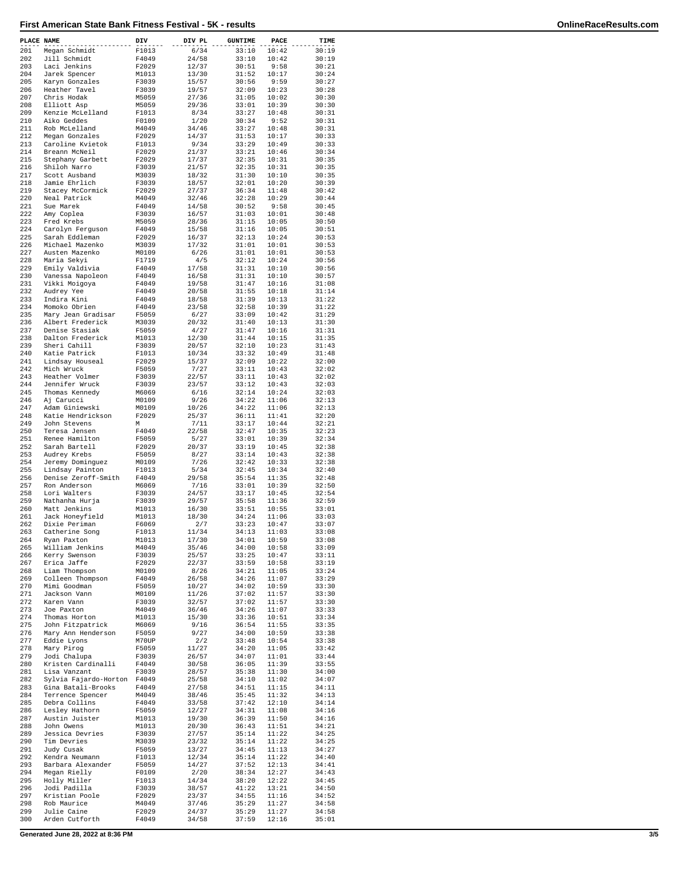# First American State Bank Fitness Festival - 5K - results

| PLACE | NAME | DIV | DIV PL | GUNTIME | PACE | TIME |
|---|---|---|---|---|---|---|
| 201 | Megan Schmidt | F1013 | 6/34 | 33:10 | 10:42 | 30:19 |
| 202 | Jill Schmidt | F4049 | 24/58 | 33:10 | 10:42 | 30:19 |
| 203 | Laci Jenkins | F2029 | 12/37 | 30:51 | 9:58 | 30:21 |
| 204 | Jarek Spencer | M1013 | 13/30 | 31:52 | 10:17 | 30:24 |
| 205 | Karyn Gonzales | F3039 | 15/57 | 30:56 | 9:59 | 30:27 |
| 206 | Heather Tavel | F3039 | 19/57 | 32:09 | 10:23 | 30:28 |
| 207 | Chris Hodak | M5059 | 27/36 | 31:05 | 10:02 | 30:30 |
| 208 | Elliott Asp | M5059 | 29/36 | 33:01 | 10:39 | 30:30 |
| 209 | Kenzie McLelland | F1013 | 8/34 | 33:27 | 10:48 | 30:31 |
| 210 | Aiko Geddes | F0109 | 1/20 | 30:34 | 9:52 | 30:31 |
| 211 | Rob McLelland | M4049 | 34/46 | 33:27 | 10:48 | 30:31 |
| 212 | Megan Gonzales | F2029 | 14/37 | 31:53 | 10:17 | 30:33 |
| 213 | Caroline Kvietok | F1013 | 9/34 | 33:29 | 10:49 | 30:33 |
| 214 | Breann McNeil | F2029 | 21/37 | 33:21 | 10:46 | 30:34 |
| 215 | Stephany Garbett | F2029 | 17/37 | 32:35 | 10:31 | 30:35 |
| 216 | Shiloh Narro | F3039 | 21/57 | 32:35 | 10:31 | 30:35 |
| 217 | Scott Ausband | M3039 | 18/32 | 31:30 | 10:10 | 30:35 |
| 218 | Jamie Ehrlich | F3039 | 18/57 | 32:01 | 10:20 | 30:39 |
| 219 | Stacey McCormick | F2029 | 27/37 | 36:34 | 11:48 | 30:42 |
| 220 | Neal Patrick | M4049 | 32/46 | 32:28 | 10:29 | 30:44 |
| 221 | Sue Marek | F4049 | 14/58 | 30:52 | 9:58 | 30:45 |
| 222 | Amy Coplea | F3039 | 16/57 | 31:03 | 10:01 | 30:48 |
| 223 | Fred Krebs | M5059 | 28/36 | 31:15 | 10:05 | 30:50 |
| 224 | Carolyn Ferguson | F4049 | 15/58 | 31:16 | 10:05 | 30:51 |
| 225 | Sarah Eddleman | F2029 | 16/37 | 32:13 | 10:24 | 30:53 |
| 226 | Michael Mazenko | M3039 | 17/32 | 31:01 | 10:01 | 30:53 |
| 227 | Austen Mazenko | M0109 | 6/26 | 31:01 | 10:01 | 30:53 |
| 228 | Maria Sekyi | F1719 | 4/5 | 32:12 | 10:24 | 30:56 |
| 229 | Emily Valdivia | F4049 | 17/58 | 31:31 | 10:10 | 30:56 |
| 230 | Vanessa Napoleon | F4049 | 16/58 | 31:31 | 10:10 | 30:57 |
| 231 | Vikki Moigoya | F4049 | 19/58 | 31:47 | 10:16 | 31:08 |
| 232 | Audrey Yee | F4049 | 20/58 | 31:55 | 10:18 | 31:14 |
| 233 | Indira Kini | F4049 | 18/58 | 31:39 | 10:13 | 31:22 |
| 234 | Momoko Obrien | F4049 | 23/58 | 32:58 | 10:39 | 31:22 |
| 235 | Mary Jean Gradisar | F5059 | 6/27 | 33:09 | 10:42 | 31:29 |
| 236 | Albert Frederick | M3039 | 20/32 | 31:40 | 10:13 | 31:30 |
| 237 | Denise Stasiak | F5059 | 4/27 | 31:47 | 10:16 | 31:31 |
| 238 | Dalton Frederick | M1013 | 12/30 | 31:44 | 10:15 | 31:35 |
| 239 | Sheri Cahill | F3039 | 20/57 | 32:10 | 10:23 | 31:43 |
| 240 | Katie Patrick | F1013 | 10/34 | 33:32 | 10:49 | 31:48 |
| 241 | Lindsay Houseal | F2029 | 15/37 | 32:09 | 10:22 | 32:00 |
| 242 | Mich Wruck | F5059 | 7/27 | 33:11 | 10:43 | 32:02 |
| 243 | Heather Volmer | F3039 | 22/57 | 33:11 | 10:43 | 32:02 |
| 244 | Jennifer Wruck | F3039 | 23/57 | 33:12 | 10:43 | 32:03 |
| 245 | Thomas Kennedy | M6069 | 6/16 | 32:14 | 10:24 | 32:03 |
| 246 | Aj Carucci | M0109 | 9/26 | 34:22 | 11:06 | 32:13 |
| 247 | Adam Giniewski | M0109 | 10/26 | 34:22 | 11:06 | 32:13 |
| 248 | Katie Hendrickson | F2029 | 25/37 | 36:11 | 11:41 | 32:20 |
| 249 | John Stevens | M | 7/11 | 33:17 | 10:44 | 32:21 |
| 250 | Teresa Jensen | F4049 | 22/58 | 32:47 | 10:35 | 32:23 |
| 251 | Renee Hamilton | F5059 | 5/27 | 33:01 | 10:39 | 32:34 |
| 252 | Sarah Bartell | F2029 | 20/37 | 33:19 | 10:45 | 32:38 |
| 253 | Audrey Krebs | F5059 | 8/27 | 33:14 | 10:43 | 32:38 |
| 254 | Jeremy Dominguez | M0109 | 7/26 | 32:42 | 10:33 | 32:38 |
| 255 | Lindsay Painton | F1013 | 5/34 | 32:45 | 10:34 | 32:40 |
| 256 | Denise Zeroff-Smith | F4049 | 29/58 | 35:54 | 11:35 | 32:48 |
| 257 | Ron Anderson | M6069 | 7/16 | 33:01 | 10:39 | 32:50 |
| 258 | Lori Walters | F3039 | 24/57 | 33:17 | 10:45 | 32:54 |
| 259 | Nathanha Hurja | F3039 | 29/57 | 35:58 | 11:36 | 32:59 |
| 260 | Matt Jenkins | M1013 | 16/30 | 33:51 | 10:55 | 33:01 |
| 261 | Jack Honeyfield | M1013 | 18/30 | 34:24 | 11:06 | 33:03 |
| 262 | Dixie Periman | F6069 | 2/7 | 33:23 | 10:47 | 33:07 |
| 263 | Catherine Song | F1013 | 11/34 | 34:13 | 11:03 | 33:08 |
| 264 | Ryan Paxton | M1013 | 17/30 | 34:01 | 10:59 | 33:08 |
| 265 | William Jenkins | M4049 | 35/46 | 34:00 | 10:58 | 33:09 |
| 266 | Kerry Swenson | F3039 | 25/57 | 33:25 | 10:47 | 33:11 |
| 267 | Erica Jaffe | F2029 | 22/37 | 33:59 | 10:58 | 33:19 |
| 268 | Liam Thompson | M0109 | 8/26 | 34:21 | 11:05 | 33:24 |
| 269 | Colleen Thompson | F4049 | 26/58 | 34:26 | 11:07 | 33:29 |
| 270 | Mimi Goodman | F5059 | 10/27 | 34:02 | 10:59 | 33:30 |
| 271 | Jackson Vann | M0109 | 11/26 | 37:02 | 11:57 | 33:30 |
| 272 | Karen Vann | F3039 | 32/57 | 37:02 | 11:57 | 33:30 |
| 273 | Joe Paxton | M4049 | 36/46 | 34:26 | 11:07 | 33:33 |
| 274 | Thomas Horton | M1013 | 15/30 | 33:36 | 10:51 | 33:34 |
| 275 | John Fitzpatrick | M6069 | 9/16 | 36:54 | 11:55 | 33:35 |
| 276 | Mary Ann Henderson | F5059 | 9/27 | 34:00 | 10:59 | 33:38 |
| 277 | Eddie Lyons | M70UP | 2/2 | 33:48 | 10:54 | 33:38 |
| 278 | Mary Pirog | F5059 | 11/27 | 34:20 | 11:05 | 33:42 |
| 279 | Jodi Chalupa | F3039 | 26/57 | 34:07 | 11:01 | 33:44 |
| 280 | Kristen Cardinalli | F4049 | 30/58 | 36:05 | 11:39 | 33:55 |
| 281 | Lisa Vanzant | F3039 | 28/57 | 35:38 | 11:30 | 34:00 |
| 282 | Sylvia Fajardo-Horton | F4049 | 25/58 | 34:10 | 11:02 | 34:07 |
| 283 | Gina Batali-Brooks | F4049 | 27/58 | 34:51 | 11:15 | 34:11 |
| 284 | Terrence Spencer | M4049 | 38/46 | 35:45 | 11:32 | 34:13 |
| 285 | Debra Collins | F4049 | 33/58 | 37:42 | 12:10 | 34:14 |
| 286 | Lesley Hathorn | F5059 | 12/27 | 34:31 | 11:08 | 34:16 |
| 287 | Austin Juister | M1013 | 19/30 | 36:39 | 11:50 | 34:16 |
| 288 | John Owens | M1013 | 20/30 | 36:43 | 11:51 | 34:21 |
| 289 | Jessica Devries | F3039 | 27/57 | 35:14 | 11:22 | 34:25 |
| 290 | Tim Devries | M3039 | 23/32 | 35:14 | 11:22 | 34:25 |
| 291 | Judy Cusak | F5059 | 13/27 | 34:45 | 11:13 | 34:27 |
| 292 | Kendra Neumann | F1013 | 12/34 | 35:14 | 11:22 | 34:40 |
| 293 | Barbara Alexander | F5059 | 14/27 | 37:52 | 12:13 | 34:41 |
| 294 | Megan Rielly | F0109 | 2/20 | 38:34 | 12:27 | 34:43 |
| 295 | Holly Miller | F1013 | 14/34 | 38:20 | 12:22 | 34:45 |
| 296 | Jodi Padilla | F3039 | 38/57 | 41:22 | 13:21 | 34:50 |
| 297 | Kristian Poole | F2029 | 23/37 | 34:55 | 11:16 | 34:52 |
| 298 | Rob Maurice | M4049 | 37/46 | 35:29 | 11:27 | 34:58 |
| 299 | Julie Caine | F2029 | 24/37 | 35:29 | 11:27 | 34:58 |
| 300 | Arden Cutforth | F4049 | 34/58 | 37:59 | 12:16 | 35:01 |

Generated June 28, 2022 at 8:36 PM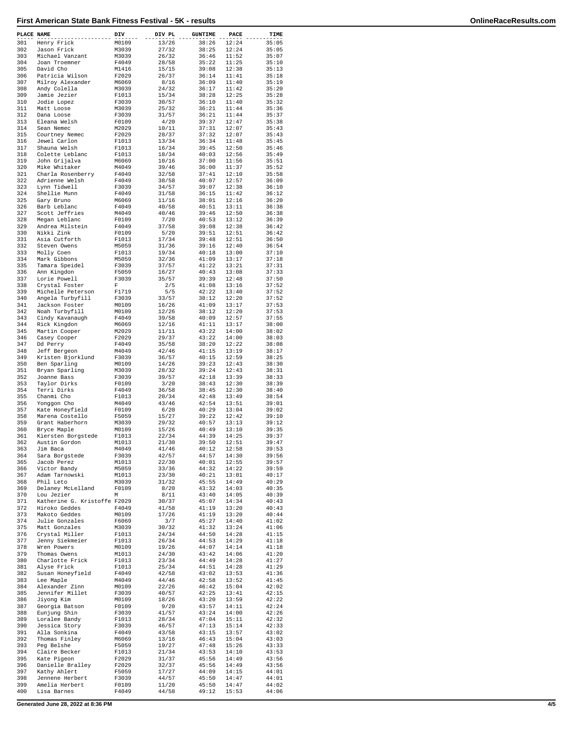# First American State Bank Fitness Festival - 5K - results

| PLACE | NAME | DIV | DIV PL | GUNTIME | PACE | TIME |
|---|---|---|---|---|---|---|
| 301 | Henry Frick | M0109 | 13/26 | 38:26 | 12:24 | 35:05 |
| 302 | Jason Frick | M3039 | 27/32 | 38:25 | 12:24 | 35:05 |
| 303 | Michael Vanzant | M3039 | 26/32 | 36:46 | 11:52 | 35:07 |
| 304 | Joan Troemner | F4049 | 28/58 | 35:22 | 11:25 | 35:10 |
| 305 | David Cho | M1416 | 15/15 | 39:08 | 12:38 | 35:13 |
| 306 | Patricia Wilson | F2029 | 26/37 | 36:14 | 11:41 | 35:18 |
| 307 | Milroy Alexander | M6069 | 8/16 | 36:09 | 11:40 | 35:19 |
| 308 | Andy Colella | M3039 | 24/32 | 36:17 | 11:42 | 35:20 |
| 309 | Jamie Jezier | F1013 | 15/34 | 38:28 | 12:25 | 35:28 |
| 310 | Jodie Lopez | F3039 | 30/57 | 36:10 | 11:40 | 35:32 |
| 311 | Matt Loose | M3039 | 25/32 | 36:21 | 11:44 | 35:36 |
| 312 | Dana Loose | F3039 | 31/57 | 36:21 | 11:44 | 35:37 |
| 313 | Eleana Welsh | F0109 | 4/20 | 39:37 | 12:47 | 35:38 |
| 314 | Sean Nemec | M2029 | 10/11 | 37:31 | 12:07 | 35:43 |
| 315 | Courtney Nemec | F2029 | 28/37 | 37:32 | 12:07 | 35:43 |
| 316 | Jewel Carlon | F1013 | 13/34 | 36:34 | 11:48 | 35:45 |
| 317 | Shauna Welsh | F1013 | 16/34 | 39:45 | 12:50 | 35:46 |
| 318 | Colette Leblanc | F1013 | 18/34 | 40:03 | 12:56 | 35:49 |
| 319 | John Grijalva | M6069 | 10/16 | 37:00 | 11:56 | 35:51 |
| 320 | Mike Whitaker | M4049 | 39/46 | 36:00 | 11:37 | 35:52 |
| 321 | Charla Rosenberry | F4049 | 32/58 | 37:41 | 12:10 | 35:58 |
| 322 | Adrienne Welsh | F4049 | 38/58 | 40:07 | 12:57 | 36:09 |
| 323 | Lynn Tidwell | F3039 | 34/57 | 39:07 | 12:38 | 36:10 |
| 324 | Shellie Munn | F4049 | 31/58 | 36:15 | 11:42 | 36:12 |
| 325 | Gary Bruno | M6069 | 11/16 | 38:01 | 12:16 | 36:20 |
| 326 | Barb Leblanc | F4049 | 40/58 | 40:51 | 13:11 | 36:38 |
| 327 | Scott Jeffries | M4049 | 40/46 | 39:46 | 12:50 | 36:38 |
| 328 | Megan Leblanc | F0109 | 7/20 | 40:53 | 13:12 | 36:39 |
| 329 | Andrea Milstein | F4049 | 37/58 | 39:08 | 12:38 | 36:42 |
| 330 | Nikki Zink | F0109 | 5/20 | 39:51 | 12:51 | 36:42 |
| 331 | Asia Cutforth | F1013 | 17/34 | 39:48 | 12:51 | 36:50 |
| 332 | Steven Owens | M5059 | 31/36 | 39:16 | 12:40 | 36:54 |
| 333 | Molly Coen | F1013 | 19/34 | 40:18 | 13:00 | 37:10 |
| 334 | Mark Gibbons | M5059 | 32/36 | 41:09 | 13:17 | 37:18 |
| 335 | Tamara Speidel | F3039 | 37/57 | 41:22 | 13:21 | 37:31 |
| 336 | Ann Kingdon | F5059 | 16/27 | 40:43 | 13:08 | 37:33 |
| 337 | Lorie Powell | F3039 | 35/57 | 39:39 | 12:48 | 37:50 |
| 338 | Crystal Foster | F | 2/5 | 41:08 | 13:16 | 37:52 |
| 339 | Michelle Peterson | F1719 | 5/5 | 42:22 | 13:40 | 37:52 |
| 340 | Angela Turbyfill | F3039 | 33/57 | 38:12 | 12:20 | 37:52 |
| 341 | Jackson Foster | M0109 | 16/26 | 41:09 | 13:17 | 37:53 |
| 342 | Noah Turbyfill | M0109 | 12/26 | 38:12 | 12:20 | 37:53 |
| 343 | Cindy Kavanaugh | F4049 | 39/58 | 40:09 | 12:57 | 37:55 |
| 344 | Rick Kingdon | M6069 | 12/16 | 41:11 | 13:17 | 38:00 |
| 345 | Martin Cooper | M2029 | 11/11 | 43:22 | 14:00 | 38:02 |
| 346 | Casey Cooper | F2029 | 29/37 | 43:22 | 14:00 | 38:03 |
| 347 | Dd Perry | F4049 | 35/58 | 38:20 | 12:22 | 38:08 |
| 348 | Jeff Bergeon | M4049 | 42/46 | 41:15 | 13:19 | 38:17 |
| 349 | Kristen Bjorklund | F3039 | 36/57 | 40:15 | 12:59 | 38:25 |
| 350 | Ben Sparling | M0109 | 14/26 | 39:23 | 12:43 | 38:30 |
| 351 | Bryan Sparling | M3039 | 28/32 | 39:24 | 12:43 | 38:31 |
| 352 | Joanne Bass | F3039 | 39/57 | 42:18 | 13:39 | 38:33 |
| 353 | Taylor Dirks | F0109 | 3/20 | 38:43 | 12:30 | 38:39 |
| 354 | Terri Dirks | F4049 | 36/58 | 38:45 | 12:30 | 38:40 |
| 355 | Chanmi Cho | F1013 | 20/34 | 42:48 | 13:49 | 38:54 |
| 356 | Yonggon Cho | M4049 | 43/46 | 42:54 | 13:51 | 39:01 |
| 357 | Kate Honeyfield | F0109 | 6/20 | 40:29 | 13:04 | 39:02 |
| 358 | Marena Costello | F5059 | 15/27 | 39:22 | 12:42 | 39:10 |
| 359 | Grant Haberhorn | M3039 | 29/32 | 40:57 | 13:13 | 39:12 |
| 360 | Bryce Maple | M0109 | 15/26 | 40:49 | 13:10 | 39:35 |
| 361 | Kiersten Borgstede | F1013 | 22/34 | 44:39 | 14:25 | 39:37 |
| 362 | Austin Gordon | M1013 | 21/30 | 39:50 | 12:51 | 39:47 |
| 363 | Jim Baca | M4049 | 41/46 | 40:12 | 12:58 | 39:53 |
| 364 | Sara Borgstede | F3039 | 42/57 | 44:57 | 14:30 | 39:56 |
| 365 | Jacob Perez | M1013 | 22/30 | 40:01 | 12:55 | 39:57 |
| 366 | Victor Bandy | M5059 | 33/36 | 44:32 | 14:22 | 39:59 |
| 367 | Adam Tarnowski | M1013 | 23/30 | 40:21 | 13:01 | 40:17 |
| 368 | Phil Leto | M3039 | 31/32 | 45:55 | 14:49 | 40:29 |
| 369 | Delaney McLelland | F0109 | 8/20 | 43:32 | 14:03 | 40:35 |
| 370 | Lou Jezier | M | 8/11 | 43:40 | 14:05 | 40:39 |
| 371 | Katherine G. Kristoffe | F2029 | 30/37 | 45:07 | 14:34 | 40:43 |
| 372 | Hiroko Geddes | F4049 | 41/58 | 41:19 | 13:20 | 40:43 |
| 373 | Makoto Geddes | M0109 | 17/26 | 41:19 | 13:20 | 40:44 |
| 374 | Julie Gonzales | F6069 | 3/7 | 45:27 | 14:40 | 41:02 |
| 375 | Matt Gonzales | M3039 | 30/32 | 41:32 | 13:24 | 41:06 |
| 376 | Crystal Miller | F1013 | 24/34 | 44:50 | 14:28 | 41:15 |
| 377 | Jenny Siekmeier | F1013 | 26/34 | 44:53 | 14:29 | 41:18 |
| 378 | Wren Powers | M0109 | 19/26 | 44:07 | 14:14 | 41:18 |
| 379 | Thomas Owens | M1013 | 24/30 | 43:42 | 14:06 | 41:20 |
| 380 | Charlotte Frick | F1013 | 23/34 | 44:49 | 14:28 | 41:27 |
| 381 | Alyse Frick | F1013 | 25/34 | 44:51 | 14:28 | 41:29 |
| 382 | Susan Honeyfield | F4049 | 42/58 | 43:02 | 13:53 | 41:36 |
| 383 | Lee Maple | M4049 | 44/46 | 42:58 | 13:52 | 41:45 |
| 384 | Alexander Zinn | M0109 | 22/26 | 46:42 | 15:04 | 42:02 |
| 385 | Jennifer Millet | F3039 | 40/57 | 42:25 | 13:41 | 42:15 |
| 386 | Jiyong Kim | M0109 | 18/26 | 43:20 | 13:59 | 42:22 |
| 387 | Georgia Batson | F0109 | 9/20 | 43:57 | 14:11 | 42:24 |
| 388 | Eunjung Shin | F3039 | 41/57 | 43:24 | 14:00 | 42:26 |
| 389 | Loralee Bandy | F1013 | 28/34 | 47:04 | 15:11 | 42:32 |
| 390 | Jessica Story | F3039 | 46/57 | 47:13 | 15:14 | 42:33 |
| 391 | Alla Sonkina | F4049 | 43/58 | 43:15 | 13:57 | 43:02 |
| 392 | Thomas Finley | M6069 | 13/16 | 46:43 | 15:04 | 43:03 |
| 393 | Peg Belshe | F5059 | 19/27 | 47:48 | 15:26 | 43:33 |
| 394 | Claire Becker | F1013 | 21/34 | 43:53 | 14:10 | 43:53 |
| 395 | Kate Pigeon | F2029 | 31/37 | 45:56 | 14:49 | 43:56 |
| 396 | Danielle Bralley | F2029 | 32/37 | 45:56 | 14:49 | 43:56 |
| 397 | Kathy Ahlert | F5059 | 17/27 | 44:09 | 14:15 | 44:01 |
| 398 | Jennene Herbert | F3039 | 44/57 | 45:50 | 14:47 | 44:01 |
| 399 | Amelia Herbert | F0109 | 11/20 | 45:50 | 14:47 | 44:02 |
| 400 | Lisa Barnes | F4049 | 44/58 | 49:12 | 15:53 | 44:06 |

Generated June 28, 2022 at 8:36 PM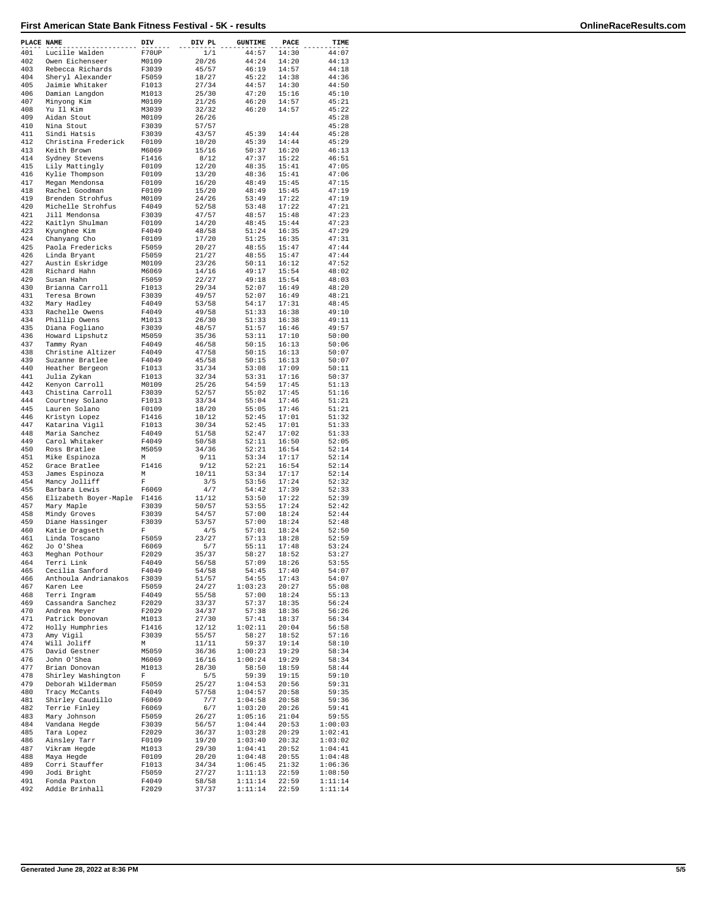# First American State Bank Fitness Festival - 5K - results

OnlineRaceResults.com

| PLACE | NAME | DIV | DIV PL | GUNTIME | PACE | TIME |
|---|---|---|---|---|---|---|
| 401 | Lucille Walden | F70UP | 1/1 | 44:57 | 14:30 | 44:07 |
| 402 | Owen Eichenseer | M0109 | 20/26 | 44:24 | 14:20 | 44:13 |
| 403 | Rebecca Richards | F3039 | 45/57 | 46:19 | 14:57 | 44:18 |
| 404 | Sheryl Alexander | F5059 | 18/27 | 45:22 | 14:38 | 44:36 |
| 405 | Jaimie Whitaker | F1013 | 27/34 | 44:57 | 14:30 | 44:50 |
| 406 | Damian Langdon | M1013 | 25/30 | 47:20 | 15:16 | 45:10 |
| 407 | Minyong Kim | M0109 | 21/26 | 46:20 | 14:57 | 45:21 |
| 408 | Yu Il Kim | M3039 | 32/32 | 46:20 | 14:57 | 45:22 |
| 409 | Aidan Stout | M0109 | 26/26 | | | 45:28 |
| 410 | Nina Stout | F3039 | 57/57 | | | 45:28 |
| 411 | Sindi Hatsis | F3039 | 43/57 | 45:39 | 14:44 | 45:28 |
| 412 | Christina Frederick | F0109 | 10/20 | 45:39 | 14:44 | 45:29 |
| 413 | Keith Brown | M6069 | 15/16 | 50:37 | 16:20 | 46:13 |
| 414 | Sydney Stevens | F1416 | 8/12 | 47:37 | 15:22 | 46:51 |
| 415 | Lily Mattingly | F0109 | 12/20 | 48:35 | 15:41 | 47:05 |
| 416 | Kylie Thompson | F0109 | 13/20 | 48:36 | 15:41 | 47:06 |
| 417 | Megan Mendonsa | F0109 | 16/20 | 48:49 | 15:45 | 47:15 |
| 418 | Rachel Goodman | F0109 | 15/20 | 48:49 | 15:45 | 47:19 |
| 419 | Brenden Strohfus | M0109 | 24/26 | 53:49 | 17:22 | 47:19 |
| 420 | Michelle Strohfus | F4049 | 52/58 | 53:48 | 17:22 | 47:21 |
| 421 | Jill Mendonsa | F3039 | 47/57 | 48:57 | 15:48 | 47:23 |
| 422 | Kaitlyn Shulman | F0109 | 14/20 | 48:45 | 15:44 | 47:23 |
| 423 | Kyunghee Kim | F4049 | 48/58 | 51:24 | 16:35 | 47:29 |
| 424 | Chanyang Cho | F0109 | 17/20 | 51:25 | 16:35 | 47:31 |
| 425 | Paola Fredericks | F5059 | 20/27 | 48:55 | 15:47 | 47:44 |
| 426 | Linda Bryant | F5059 | 21/27 | 48:55 | 15:47 | 47:44 |
| 427 | Austin Eskridge | M0109 | 23/26 | 50:11 | 16:12 | 47:52 |
| 428 | Richard Hahn | M6069 | 14/16 | 49:17 | 15:54 | 48:02 |
| 429 | Susan Hahn | F5059 | 22/27 | 49:18 | 15:54 | 48:03 |
| 430 | Brianna Carroll | F1013 | 29/34 | 52:07 | 16:49 | 48:20 |
| 431 | Teresa Brown | F3039 | 49/57 | 52:07 | 16:49 | 48:21 |
| 432 | Mary Hadley | F4049 | 53/58 | 54:17 | 17:31 | 48:45 |
| 433 | Rachelle Owens | F4049 | 49/58 | 51:33 | 16:38 | 49:10 |
| 434 | Phillip Owens | M1013 | 26/30 | 51:33 | 16:38 | 49:11 |
| 435 | Diana Fogliano | F3039 | 48/57 | 51:57 | 16:46 | 49:57 |
| 436 | Howard Lipshutz | M5059 | 35/36 | 53:11 | 17:10 | 50:00 |
| 437 | Tammy Ryan | F4049 | 46/58 | 50:15 | 16:13 | 50:06 |
| 438 | Christine Altizer | F4049 | 47/58 | 50:15 | 16:13 | 50:07 |
| 439 | Suzanne Bratlee | F4049 | 45/58 | 50:15 | 16:13 | 50:07 |
| 440 | Heather Bergeon | F1013 | 31/34 | 53:08 | 17:09 | 50:11 |
| 441 | Julia Zykan | F1013 | 32/34 | 53:31 | 17:16 | 50:37 |
| 442 | Kenyon Carroll | M0109 | 25/26 | 54:59 | 17:45 | 51:13 |
| 443 | Christina Carroll | F3039 | 52/57 | 55:02 | 17:45 | 51:16 |
| 444 | Courtney Solano | F1013 | 33/34 | 55:04 | 17:46 | 51:21 |
| 445 | Lauren Solano | F0109 | 18/20 | 55:05 | 17:46 | 51:21 |
| 446 | Kristyn Lopez | F1416 | 10/12 | 52:45 | 17:01 | 51:32 |
| 447 | Katarina Vigil | F1013 | 30/34 | 52:45 | 17:01 | 51:33 |
| 448 | Maria Sanchez | F4049 | 51/58 | 52:47 | 17:02 | 51:33 |
| 449 | Carol Whitaker | F4049 | 50/58 | 52:11 | 16:50 | 52:05 |
| 450 | Ross Bratlee | M5059 | 34/36 | 52:21 | 16:54 | 52:14 |
| 451 | Mike Espinoza | M | 9/11 | 53:34 | 17:17 | 52:14 |
| 452 | Grace Bratlee | F1416 | 9/12 | 52:21 | 16:54 | 52:14 |
| 453 | James Espinoza | M | 10/11 | 53:34 | 17:17 | 52:14 |
| 454 | Mancy Jolliff | F | 3/5 | 53:56 | 17:24 | 52:32 |
| 455 | Barbara Lewis | F6069 | 4/7 | 54:42 | 17:39 | 52:33 |
| 456 | Elizabeth Boyer-Maple | F1416 | 11/12 | 53:50 | 17:22 | 52:39 |
| 457 | Mary Maple | F3039 | 50/57 | 53:55 | 17:24 | 52:42 |
| 458 | Mindy Groves | F3039 | 54/57 | 57:00 | 18:24 | 52:44 |
| 459 | Diane Hassinger | F3039 | 53/57 | 57:00 | 18:24 | 52:48 |
| 460 | Katie Dragseth | F | 4/5 | 57:01 | 18:24 | 52:50 |
| 461 | Linda Toscano | F5059 | 23/27 | 57:13 | 18:28 | 52:59 |
| 462 | Jo O'Shea | F6069 | 5/7 | 55:11 | 17:48 | 53:24 |
| 463 | Meghan Pothour | F2029 | 35/37 | 58:27 | 18:52 | 53:27 |
| 464 | Terri Link | F4049 | 56/58 | 57:09 | 18:26 | 53:55 |
| 465 | Cecilia Sanford | F4049 | 54/58 | 54:45 | 17:40 | 54:07 |
| 466 | Anthoula Andrianakos | F3039 | 51/57 | 54:55 | 17:43 | 54:07 |
| 467 | Karen Lee | F5059 | 24/27 | 1:03:23 | 20:27 | 55:08 |
| 468 | Terri Ingram | F4049 | 55/58 | 57:00 | 18:24 | 55:13 |
| 469 | Cassandra Sanchez | F2029 | 33/37 | 57:37 | 18:35 | 56:24 |
| 470 | Andrea Meyer | F2029 | 34/37 | 57:38 | 18:36 | 56:26 |
| 471 | Patrick Donovan | M1013 | 27/30 | 57:41 | 18:37 | 56:34 |
| 472 | Holly Humphries | F1416 | 12/12 | 1:02:11 | 20:04 | 56:58 |
| 473 | Amy Vigil | F3039 | 55/57 | 58:27 | 18:52 | 57:16 |
| 474 | Will Joliff | M | 11/11 | 59:37 | 19:14 | 58:10 |
| 475 | David Gestner | M5059 | 36/36 | 1:00:23 | 19:29 | 58:34 |
| 476 | John O'Shea | M6069 | 16/16 | 1:00:24 | 19:29 | 58:34 |
| 477 | Brian Donovan | M1013 | 28/30 | 58:50 | 18:59 | 58:44 |
| 478 | Shirley Washington | F | 5/5 | 59:39 | 19:15 | 59:10 |
| 479 | Deborah Wilderman | F5059 | 25/27 | 1:04:53 | 20:56 | 59:31 |
| 480 | Tracy McCants | F4049 | 57/58 | 1:04:57 | 20:58 | 59:35 |
| 481 | Shirley Caudillo | F6069 | 7/7 | 1:04:58 | 20:58 | 59:36 |
| 482 | Terrie Finley | F6069 | 6/7 | 1:03:20 | 20:26 | 59:41 |
| 483 | Mary Johnson | F5059 | 26/27 | 1:05:16 | 21:04 | 59:55 |
| 484 | Vandana Hegde | F3039 | 56/57 | 1:04:44 | 20:53 | 1:00:03 |
| 485 | Tara Lopez | F2029 | 36/37 | 1:03:28 | 20:29 | 1:02:41 |
| 486 | Ainsley Tarr | F0109 | 19/20 | 1:03:40 | 20:32 | 1:03:02 |
| 487 | Vikram Hegde | M1013 | 29/30 | 1:04:41 | 20:52 | 1:04:41 |
| 488 | Maya Hegde | F0109 | 20/20 | 1:04:48 | 20:55 | 1:04:48 |
| 489 | Corri Stauffer | F1013 | 34/34 | 1:06:45 | 21:32 | 1:06:36 |
| 490 | Jodi Bright | F5059 | 27/27 | 1:11:13 | 22:59 | 1:08:50 |
| 491 | Fonda Paxton | F4049 | 58/58 | 1:11:14 | 22:59 | 1:11:14 |
| 492 | Addie Brinhall | F2029 | 37/37 | 1:11:14 | 22:59 | 1:11:14 |

Generated June 28, 2022 at 8:36 PM